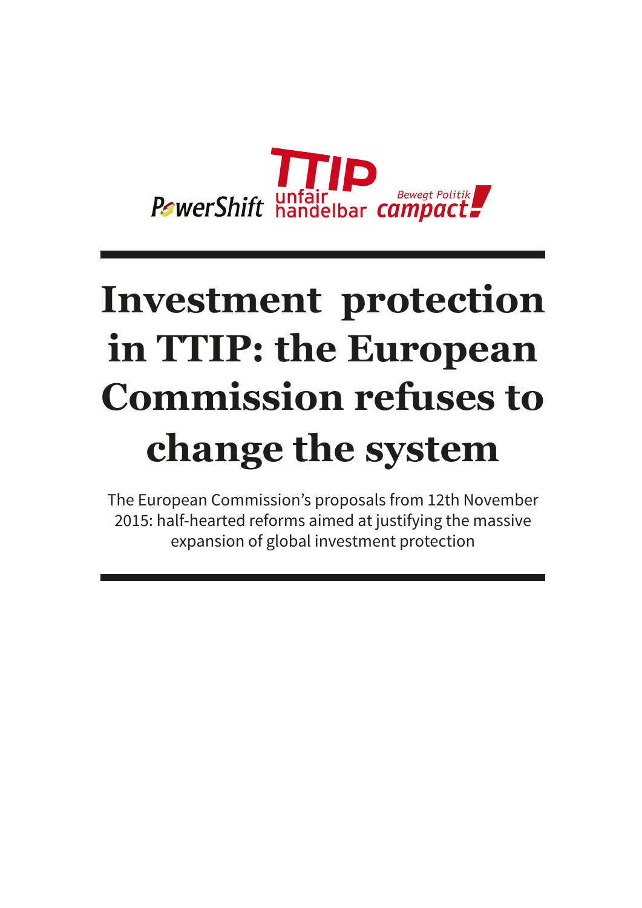PowerShift TTIP unfair handelbar Bewegt Politik campact!

# Investment protection in TTIP: the European Commission refuses to change the system

The European Commission's proposals from 12th November 2015: half-hearted reforms aimed at justifying the massive expansion of global investment protection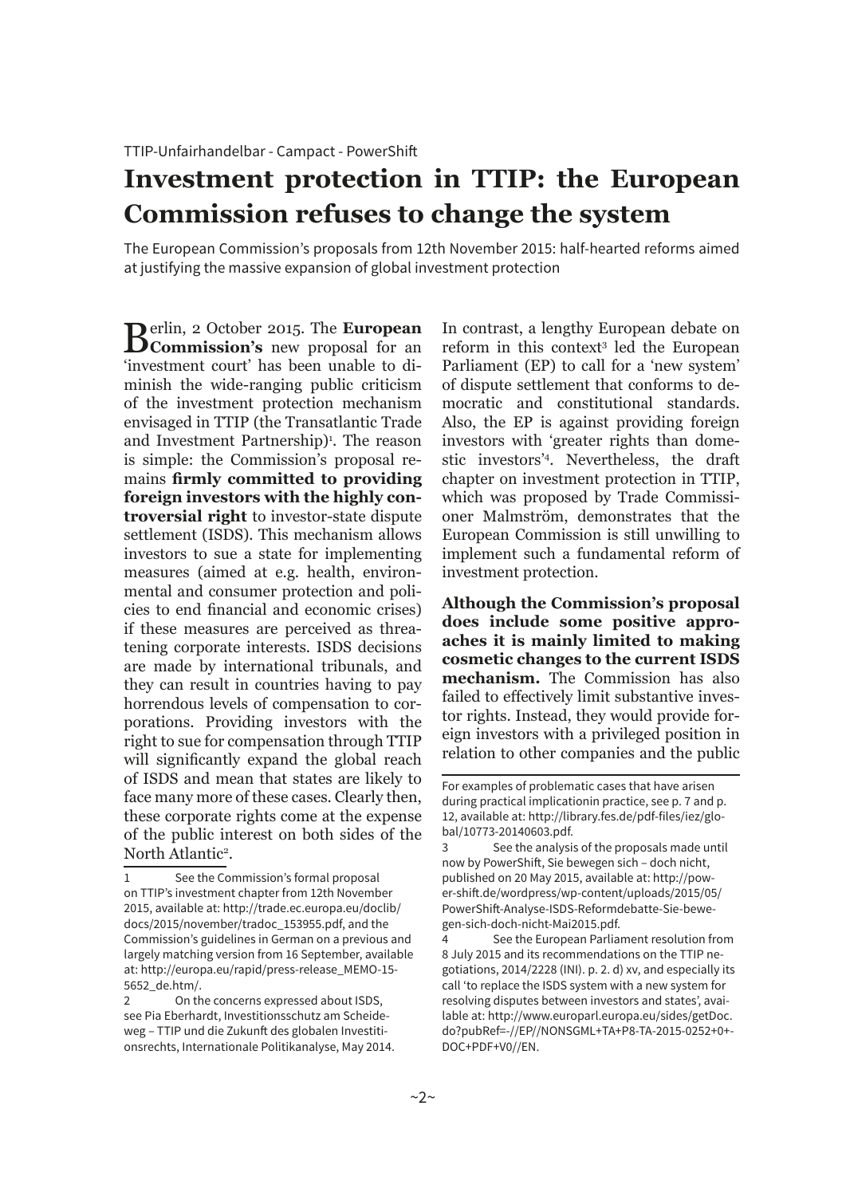TTIP-Unfairhandelbar - Campact - PowerShift

# Investment protection in TTIP: the European Commission refuses to change the system

The European Commission's proposals from 12th November 2015: half-hearted reforms aimed at justifying the massive expansion of global investment protection

Berlin, 2 October 2015. The **European Commission's** new proposal for an 'investment court' has been unable to diminish the wide-ranging public criticism of the investment protection mechanism envisaged in TTIP (the Transatlantic Trade and Investment Partnership)[1]. The reason is simple: the Commission's proposal remains **firmly committed to providing foreign investors with the highly controversial right** to investor-state dispute settlement (ISDS). This mechanism allows investors to sue a state for implementing measures (aimed at e.g. health, environmental and consumer protection and policies to end financial and economic crises) if these measures are perceived as threatening corporate interests. ISDS decisions are made by international tribunals, and they can result in countries having to pay horrendous levels of compensation to corporations. Providing investors with the right to sue for compensation through TTIP will significantly expand the global reach of ISDS and mean that states are likely to face many more of these cases. Clearly then, these corporate rights come at the expense of the public interest on both sides of the North Atlantic[2].

In contrast, a lengthy European debate on reform in this context[3] led the European Parliament (EP) to call for a 'new system' of dispute settlement that conforms to democratic and constitutional standards. Also, the EP is against providing foreign investors with 'greater rights than domestic investors'[4]. Nevertheless, the draft chapter on investment protection in TTIP, which was proposed by Trade Commissioner Malmström, demonstrates that the European Commission is still unwilling to implement such a fundamental reform of investment protection.

**Although the Commission's proposal does include some positive approaches it is mainly limited to making cosmetic changes to the current ISDS mechanism.** The Commission has also failed to effectively limit substantive investor rights. Instead, they would provide foreign investors with a privileged position in relation to other companies and the public

---

1 See the Commission's formal proposal on TTIP's investment chapter from 12th November 2015, available at: http://trade.ec.europa.eu/doclib/docs/2015/november/tradoc_153955.pdf, and the Commission's guidelines in German on a previous and largely matching version from 16 September, available at: http://europa.eu/rapid/press-release_MEMO-15-5652_de.htm/.

2 On the concerns expressed about ISDS, see Pia Eberhardt, Investitionsschutz am Scheideweg – TTIP und die Zukunft des globalen Investitionsrechts, Internationale Politikanalyse, May 2014. For examples of problematic cases that have arisen during practical implicationin practice, see p. 7 and p. 12, available at: http://library.fes.de/pdf-files/iez/global/10773-20140603.pdf.

3 See the analysis of the proposals made until now by PowerShift, Sie bewegen sich – doch nicht, published on 20 May 2015, available at: http://power-shift.de/wordpress/wp-content/uploads/2015/05/PowerShift-Analyse-ISDS-Reformdebatte-Sie-bewegen-sich-doch-nicht-Mai2015.pdf.

4 See the European Parliament resolution from 8 July 2015 and its recommendations on the TTIP negotiations, 2014/2228 (INI). p. 2. d) xv, and especially its call 'to replace the ISDS system with a new system for resolving disputes between investors and states', available at: http://www.europarl.europa.eu/sides/getDoc.do?pubRef=-//EP//NONSGML+TA+P8-TA-2015-0252+0+DOC+PDF+V0//EN.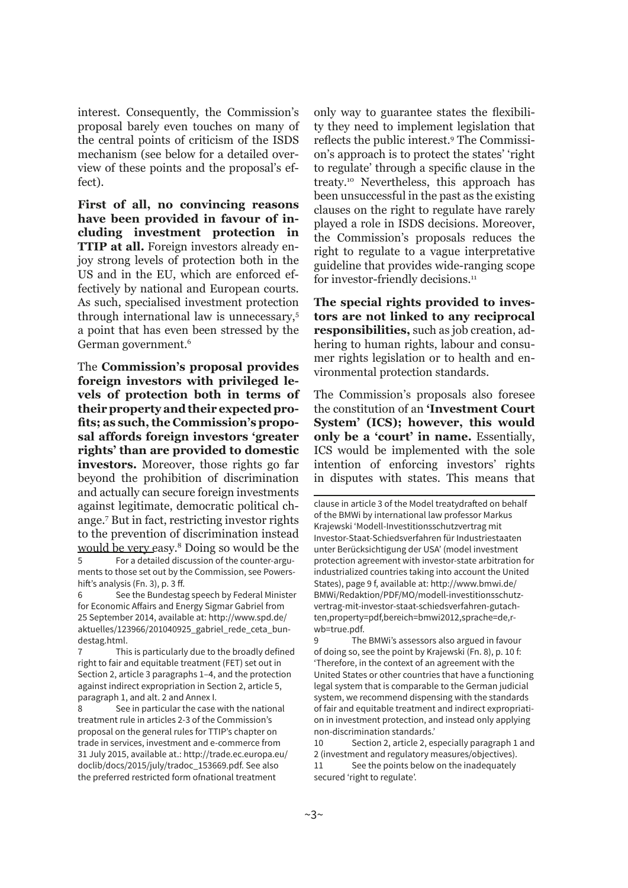interest. Consequently, the Commission's proposal barely even touches on many of the central points of criticism of the ISDS mechanism (see below for a detailed overview of these points and the proposal's effect).

**First of all, no convincing reasons have been provided in favour of including investment protection in TTIP at all.** Foreign investors already enjoy strong levels of protection both in the US and in the EU, which are enforced effectively by national and European courts. As such, specialised investment protection through international law is unnecessary,[5] a point that has even been stressed by the German government.[6]

The **Commission's proposal provides foreign investors with privileged levels of protection both in terms of their property and their expected profits; as such, the Commission's proposal affords foreign investors 'greater rights' than are provided to domestic investors.** Moreover, those rights go far beyond the prohibition of discrimination and actually can secure foreign investments against legitimate, democratic political change.[7] But in fact, restricting investor rights to the prevention of discrimination instead would be very easy.[8] Doing so would be the only way to guarantee states the flexibility they need to implement legislation that reflects the public interest.[9] The Commission's approach is to protect the states' 'right to regulate' through a specific clause in the treaty.[10] Nevertheless, this approach has been unsuccessful in the past as the existing clauses on the right to regulate have rarely played a role in ISDS decisions. Moreover, the Commission's proposals reduces the right to regulate to a vague interpretative guideline that provides wide-ranging scope for investor-friendly decisions.[11]

**The special rights provided to investors are not linked to any reciprocal responsibilities,** such as job creation, adhering to human rights, labour and consumer rights legislation or to health and environmental protection standards.

The Commission's proposals also foresee the constitution of an **'Investment Court System' (ICS); however, this would only be a 'court' in name.** Essentially, ICS would be implemented with the sole intention of enforcing investors' rights in disputes with states. This means that

---

5 For a detailed discussion of the counter-arguments to those set out by the Commission, see Powershift's analysis (Fn. 3), p. 3 ff.

6 See the Bundestag speech by Federal Minister for Economic Affairs and Energy Sigmar Gabriel from 25 September 2014, available at: http://www.spd.de/aktuelles/123966/201040925_gabriel_rede_ceta_bundestag.html.

7 This is particularly due to the broadly defined right to fair and equitable treatment (FET) set out in Section 2, article 3 paragraphs 1–4, and the protection against indirect expropriation in Section 2, article 5, paragraph 1, and alt. 2 and Annex I.

8 See in particular the case with the national treatment rule in articles 2-3 of the Commission's proposal on the general rules for TTIP's chapter on trade in services, investment and e-commerce from 31 July 2015, available at.: http://trade.ec.europa.eu/doclib/docs/2015/july/tradoc_153669.pdf. See also the preferred restricted form ofnational treatment clause in article 3 of the Model treatydrafted on behalf of the BMWi by international law professor Markus Krajewski 'Modell-Investitionsschutzvertrag mit Investor-Staat-Schiedsverfahren für Industriestaaten unter Berücksichtigung der USA' (model investment protection agreement with investor-state arbitration for industrialized countries taking into account the United States), page 9 f, available at: http://www.bmwi.de/BMWi/Redaktion/PDF/MO/modell-investitionsschutz-vertrag-mit-investor-staat-schiedsverfahren-gutachten,property=pdf,bereich=bmwi2012,sprache=de,rwb=true.pdf.

9 The BMWi's assessors also argued in favour of doing so, see the point by Krajewski (Fn. 8), p. 10 f: 'Therefore, in the context of an agreement with the United States or other countries that have a functioning legal system that is comparable to the German judicial system, we recommend dispensing with the standards of fair and equitable treatment and indirect expropriation in investment protection, and instead only applying non-discrimination standards.'

10 Section 2, article 2, especially paragraph 1 and 2 (investment and regulatory measures/objectives).

11 See the points below on the inadequately secured 'right to regulate'.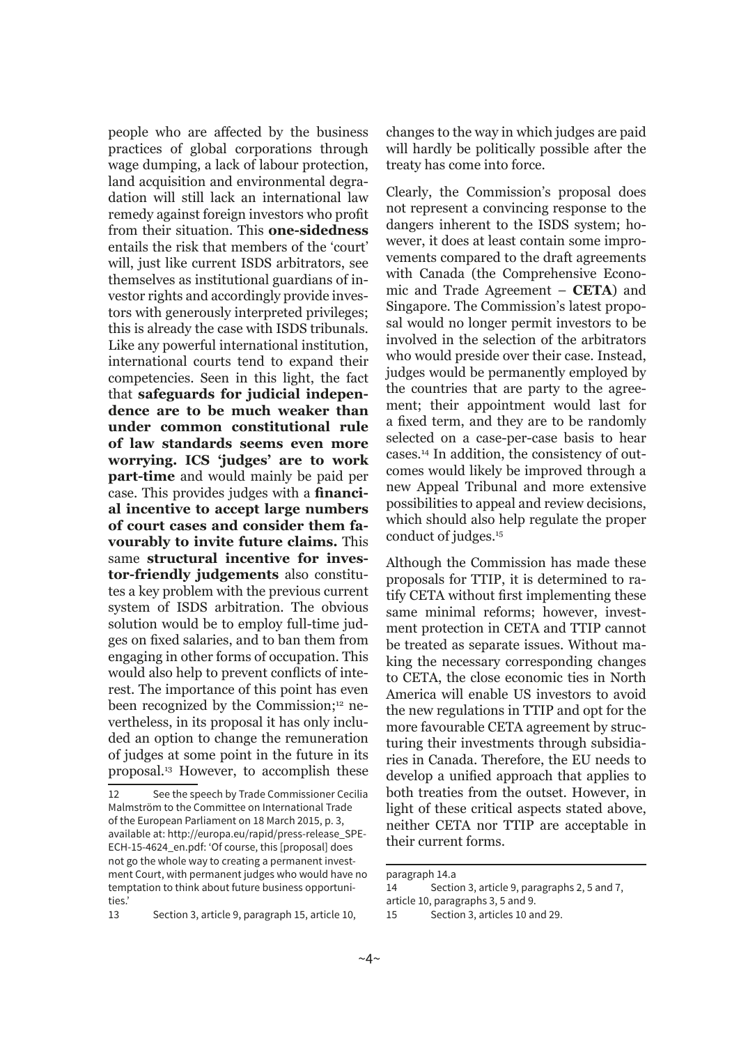people who are affected by the business practices of global corporations through wage dumping, a lack of labour protection, land acquisition and environmental degradation will still lack an international law remedy against foreign investors who profit from their situation. This **one-sidedness** entails the risk that members of the 'court' will, just like current ISDS arbitrators, see themselves as institutional guardians of investor rights and accordingly provide investors with generously interpreted privileges; this is already the case with ISDS tribunals. Like any powerful international institution, international courts tend to expand their competencies. Seen in this light, the fact that **safeguards for judicial independence are to be much weaker than under common constitutional rule of law standards seems even more worrying. ICS 'judges' are to work part-time** and would mainly be paid per case. This provides judges with a **financial incentive to accept large numbers of court cases and consider them favourably to invite future claims.** This same **structural incentive for investor-friendly judgements** also constitutes a key problem with the previous current system of ISDS arbitration. The obvious solution would be to employ full-time judges on fixed salaries, and to ban them from engaging in other forms of occupation. This would also help to prevent conflicts of interest. The importance of this point has even been recognized by the Commission;[12] nevertheless, in its proposal it has only included an option to change the remuneration of judges at some point in the future in its proposal.[13] However, to accomplish these changes to the way in which judges are paid will hardly be politically possible after the treaty has come into force.

Clearly, the Commission's proposal does not represent a convincing response to the dangers inherent to the ISDS system; however, it does at least contain some improvements compared to the draft agreements with Canada (the Comprehensive Economic and Trade Agreement – **CETA**) and Singapore. The Commission's latest proposal would no longer permit investors to be involved in the selection of the arbitrators who would preside over their case. Instead, judges would be permanently employed by the countries that are party to the agreement; their appointment would last for a fixed term, and they are to be randomly selected on a case-per-case basis to hear cases.[14] In addition, the consistency of outcomes would likely be improved through a new Appeal Tribunal and more extensive possibilities to appeal and review decisions, which should also help regulate the proper conduct of judges.[15]

Although the Commission has made these proposals for TTIP, it is determined to ratify CETA without first implementing these same minimal reforms; however, investment protection in CETA and TTIP cannot be treated as separate issues. Without making the necessary corresponding changes to CETA, the close economic ties in North America will enable US investors to avoid the new regulations in TTIP and opt for the more favourable CETA agreement by structuring their investments through subsidiaries in Canada. Therefore, the EU needs to develop a unified approach that applies to both treaties from the outset. However, in light of these critical aspects stated above, neither CETA nor TTIP are acceptable in their current forms.

---

12 See the speech by Trade Commissioner Cecilia Malmström to the Committee on International Trade of the European Parliament on 18 March 2015, p. 3, available at: http://europa.eu/rapid/press-release_SPEECH-15-4624_en.pdf: 'Of course, this [proposal] does not go the whole way to creating a permanent investment Court, with permanent judges who would have no temptation to think about future business opportunities.'

13 Section 3, article 9, paragraph 15, article 10, paragraph 14.a

14 Section 3, article 9, paragraphs 2, 5 and 7, article 10, paragraphs 3, 5 and 9.

15 Section 3, articles 10 and 29.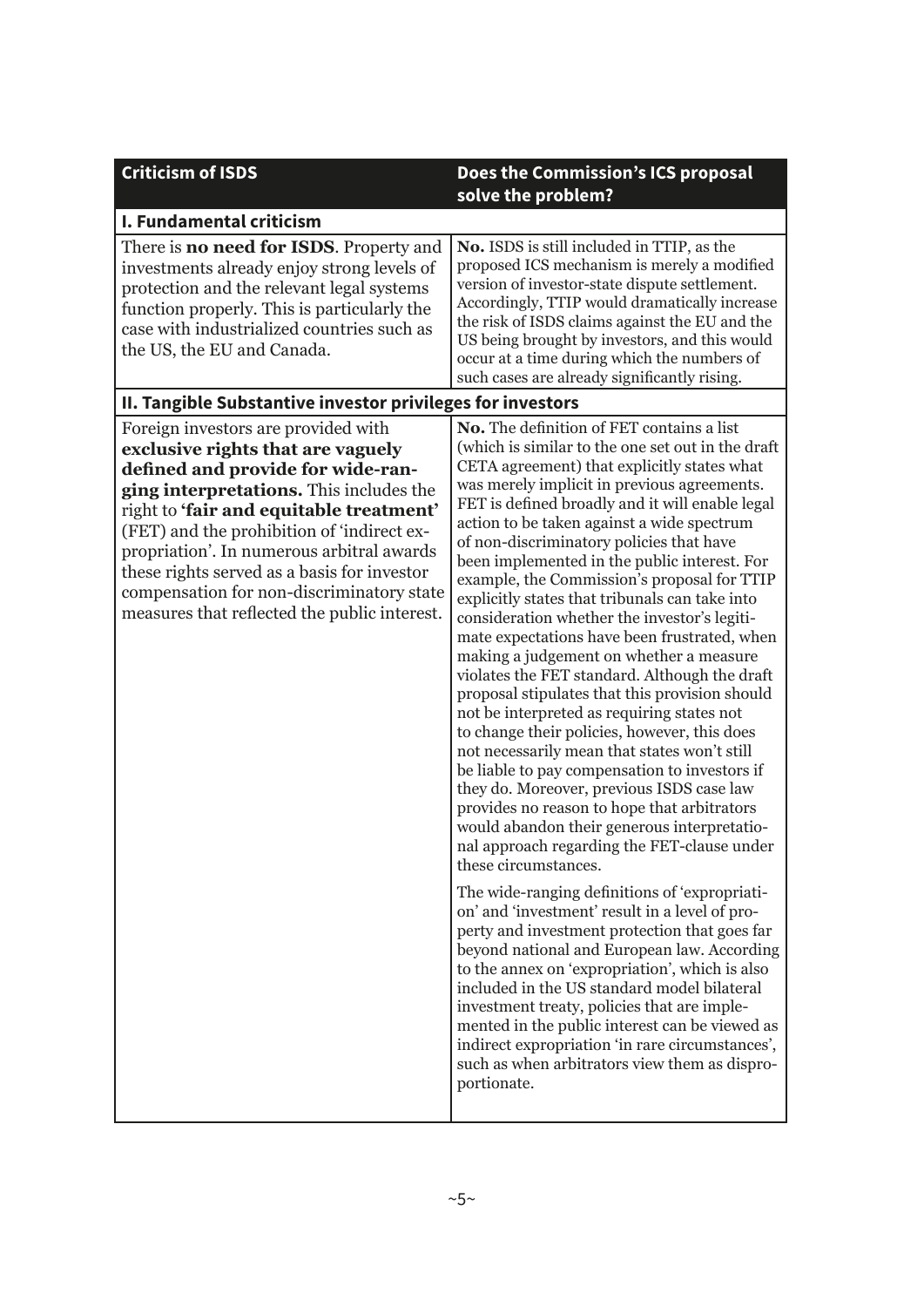| Criticism of ISDS | Does the Commission's ICS proposal solve the problem? |
|---|---|
| **I. Fundamental criticism** | |
| There is **no need for ISDS**. Property and investments already enjoy strong levels of protection and the relevant legal systems function properly. This is particularly the case with industrialized countries such as the US, the EU and Canada. | **No.** ISDS is still included in TTIP, as the proposed ICS mechanism is merely a modified version of investor-state dispute settlement. Accordingly, TTIP would dramatically increase the risk of ISDS claims against the EU and the US being brought by investors, and this would occur at a time during which the numbers of such cases are already significantly rising. |
| **II. Tangible Substantive investor privileges for investors** | |
| Foreign investors are provided with **exclusive rights that are vaguely defined and provide for wide-ranging interpretations.** This includes the right to **'fair and equitable treatment'** (FET) and the prohibition of 'indirect expropriation'. In numerous arbitral awards these rights served as a basis for investor compensation for non-discriminatory state measures that reflected the public interest. | **No.** The definition of FET contains a list (which is similar to the one set out in the draft CETA agreement) that explicitly states what was merely implicit in previous agreements. FET is defined broadly and it will enable legal action to be taken against a wide spectrum of non-discriminatory policies that have been implemented in the public interest. For example, the Commission's proposal for TTIP explicitly states that tribunals can take into consideration whether the investor's legitimate expectations have been frustrated, when making a judgement on whether a measure violates the FET standard. Although the draft proposal stipulates that this provision should not be interpreted as requiring states not to change their policies, however, this does not necessarily mean that states won't still be liable to pay compensation to investors if they do. Moreover, previous ISDS case law provides no reason to hope that arbitrators would abandon their generous interpretational approach regarding the FET-clause under these circumstances.<br><br>The wide-ranging definitions of 'expropriation' and 'investment' result in a level of property and investment protection that goes far beyond national and European law. According to the annex on 'expropriation', which is also included in the US standard model bilateral investment treaty, policies that are implemented in the public interest can be viewed as indirect expropriation 'in rare circumstances', such as when arbitrators view them as disproportionate. |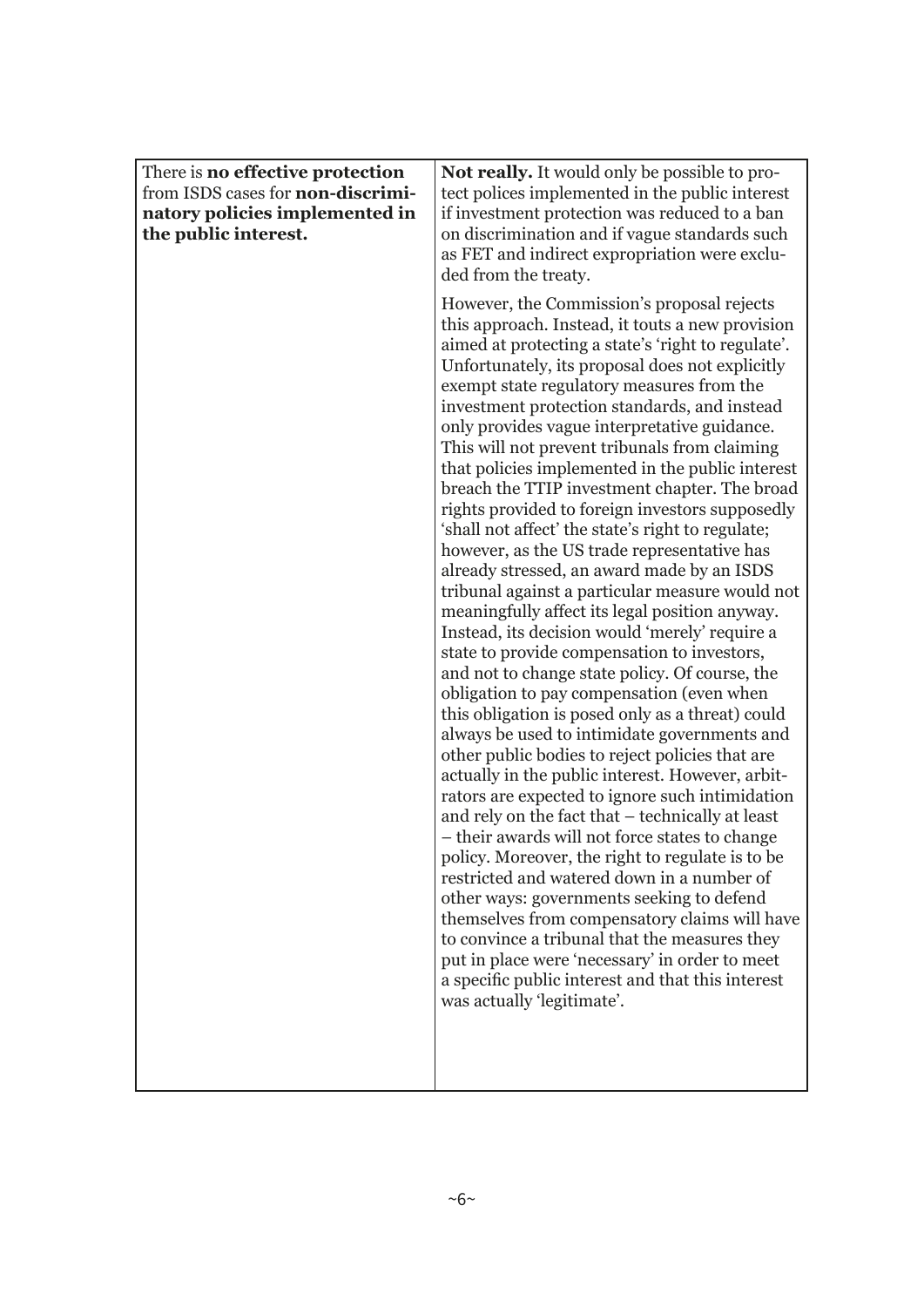| | |
|---|---|
| There is **no effective protection** from ISDS cases for **non-discriminatory policies implemented in the public interest.** | **Not really.** It would only be possible to protect polices implemented in the public interest if investment protection was reduced to a ban on discrimination and if vague standards such as FET and indirect expropriation were excluded from the treaty.<br><br>However, the Commission's proposal rejects this approach. Instead, it touts a new provision aimed at protecting a state's 'right to regulate'. Unfortunately, its proposal does not explicitly exempt state regulatory measures from the investment protection standards, and instead only provides vague interpretative guidance. This will not prevent tribunals from claiming that policies implemented in the public interest breach the TTIP investment chapter. The broad rights provided to foreign investors supposedly 'shall not affect' the state's right to regulate; however, as the US trade representative has already stressed, an award made by an ISDS tribunal against a particular measure would not meaningfully affect its legal position anyway. Instead, its decision would 'merely' require a state to provide compensation to investors, and not to change state policy. Of course, the obligation to pay compensation (even when this obligation is posed only as a threat) could always be used to intimidate governments and other public bodies to reject policies that are actually in the public interest. However, arbitrators are expected to ignore such intimidation and rely on the fact that – technically at least – their awards will not force states to change policy. Moreover, the right to regulate is to be restricted and watered down in a number of other ways: governments seeking to defend themselves from compensatory claims will have to convince a tribunal that the measures they put in place were 'necessary' in order to meet a specific public interest and that this interest was actually 'legitimate'. |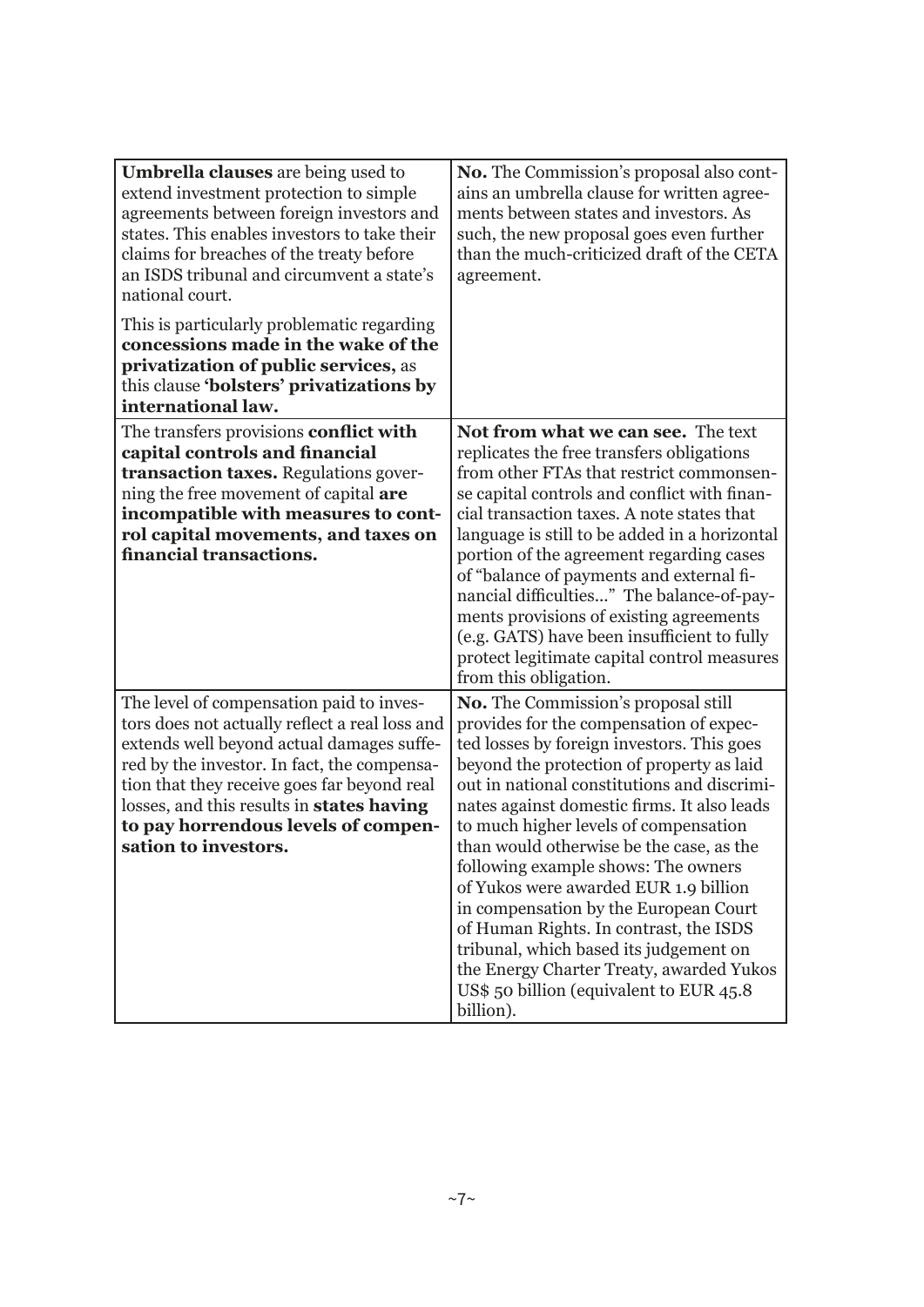| | |
|---|---|
| **Umbrella clauses** are being used to extend investment protection to simple agreements between foreign investors and states. This enables investors to take their claims for breaches of the treaty before an ISDS tribunal and circumvent a state's national court.<br><br>This is particularly problematic regarding **concessions made in the wake of the privatization of public services,** as this clause **'bolsters' privatizations by international law.** | **No.** The Commission's proposal also contains an umbrella clause for written agreements between states and investors. As such, the new proposal goes even further than the much-criticized draft of the CETA agreement. |
| The transfers provisions **conflict with capital controls and financial transaction taxes.** Regulations governing the free movement of capital **are incompatible with measures to control capital movements, and taxes on financial transactions.** | **Not from what we can see.** The text replicates the free transfers obligations from other FTAs that restrict commonsense capital controls and conflict with financial transaction taxes. A note states that language is still to be added in a horizontal portion of the agreement regarding cases of "balance of payments and external financial difficulties..." The balance-of-payments provisions of existing agreements (e.g. GATS) have been insufficient to fully protect legitimate capital control measures from this obligation. |
| The level of compensation paid to investors does not actually reflect a real loss and extends well beyond actual damages suffered by the investor. In fact, the compensation that they receive goes far beyond real losses, and this results in **states having to pay horrendous levels of compensation to investors.** | **No.** The Commission's proposal still provides for the compensation of expected losses by foreign investors. This goes beyond the protection of property as laid out in national constitutions and discriminates against domestic firms. It also leads to much higher levels of compensation than would otherwise be the case, as the following example shows: The owners of Yukos were awarded EUR 1.9 billion in compensation by the European Court of Human Rights. In contrast, the ISDS tribunal, which based its judgement on the Energy Charter Treaty, awarded Yukos US$ 50 billion (equivalent to EUR 45.8 billion). |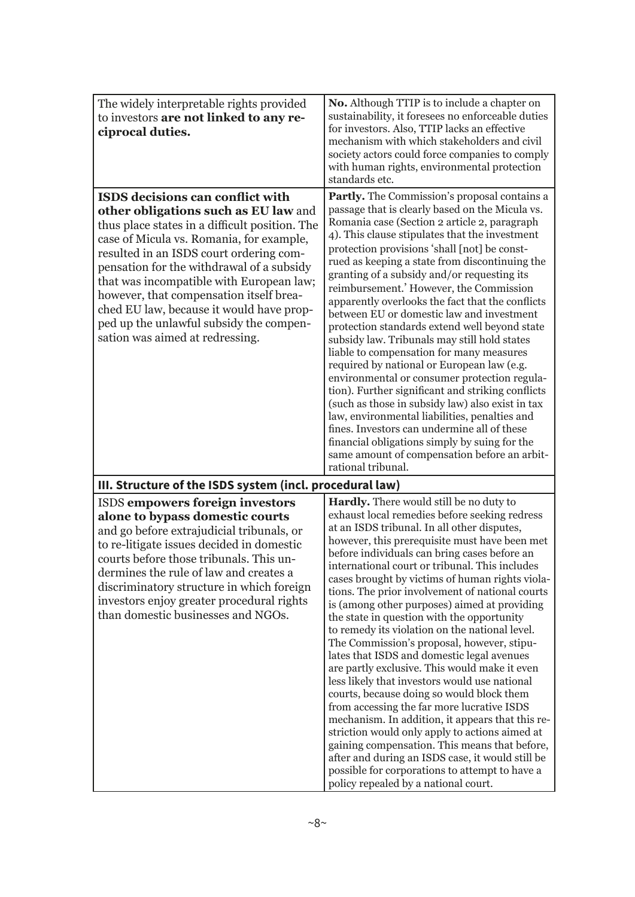| | |
|---|---|
| The widely interpretable rights provided to investors **are not linked to any reciprocal duties.** | **No.** Although TTIP is to include a chapter on sustainability, it foresees no enforceable duties for investors. Also, TTIP lacks an effective mechanism with which stakeholders and civil society actors could force companies to comply with human rights, environmental protection standards etc. |
| **ISDS decisions can conflict with other obligations such as EU law** and thus place states in a difficult position. The case of Micula vs. Romania, for example, resulted in an ISDS court ordering compensation for the withdrawal of a subsidy that was incompatible with European law; however, that compensation itself breached EU law, because it would have propped up the unlawful subsidy the compensation was aimed at redressing. | **Partly.** The Commission's proposal contains a passage that is clearly based on the Micula vs. Romania case (Section 2 article 2, paragraph 4). This clause stipulates that the investment protection provisions 'shall [not] be construed as keeping a state from discontinuing the granting of a subsidy and/or requesting its reimbursement.' However, the Commission apparently overlooks the fact that the conflicts between EU or domestic law and investment protection standards extend well beyond state subsidy law. Tribunals may still hold states liable to compensation for many measures required by national or European law (e.g. environmental or consumer protection regulation). Further significant and striking conflicts (such as those in subsidy law) also exist in tax law, environmental liabilities, penalties and fines. Investors can undermine all of these financial obligations simply by suing for the same amount of compensation before an arbitrational tribunal. |
| **III. Structure of the ISDS system (incl. procedural law)** | |
| ISDS **empowers foreign investors alone to bypass domestic courts** and go before extrajudicial tribunals, or to re-litigate issues decided in domestic courts before those tribunals. This undermines the rule of law and creates a discriminatory structure in which foreign investors enjoy greater procedural rights than domestic businesses and NGOs. | **Hardly.** There would still be no duty to exhaust local remedies before seeking redress at an ISDS tribunal. In all other disputes, however, this prerequisite must have been met before individuals can bring cases before an international court or tribunal. This includes cases brought by victims of human rights violations. The prior involvement of national courts is (among other purposes) aimed at providing the state in question with the opportunity to remedy its violation on the national level. The Commission's proposal, however, stipulates that ISDS and domestic legal avenues are partly exclusive. This would make it even less likely that investors would use national courts, because doing so would block them from accessing the far more lucrative ISDS mechanism. In addition, it appears that this restriction would only apply to actions aimed at gaining compensation. This means that before, after and during an ISDS case, it would still be possible for corporations to attempt to have a policy repealed by a national court. |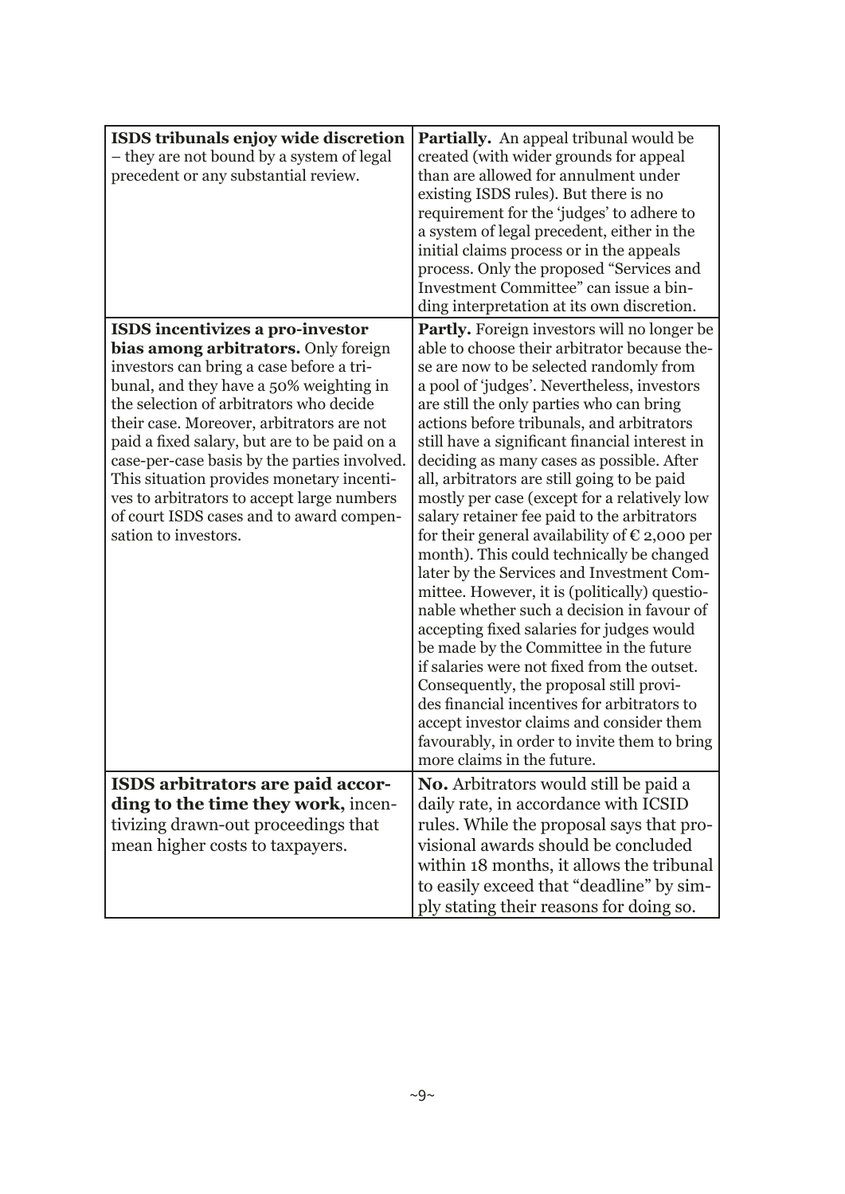| | |
|---|---|
| **ISDS tribunals enjoy wide discretion** – they are not bound by a system of legal precedent or any substantial review. | **Partially.** An appeal tribunal would be created (with wider grounds for appeal than are allowed for annulment under existing ISDS rules). But there is no requirement for the 'judges' to adhere to a system of legal precedent, either in the initial claims process or in the appeals process. Only the proposed "Services and Investment Committee" can issue a binding interpretation at its own discretion. |
| **ISDS incentivizes a pro-investor bias among arbitrators.** Only foreign investors can bring a case before a tribunal, and they have a 50% weighting in the selection of arbitrators who decide their case. Moreover, arbitrators are not paid a fixed salary, but are to be paid on a case-per-case basis by the parties involved. This situation provides monetary incentives to arbitrators to accept large numbers of court ISDS cases and to award compensation to investors. | **Partly.** Foreign investors will no longer be able to choose their arbitrator because these are now to be selected randomly from a pool of 'judges'. Nevertheless, investors are still the only parties who can bring actions before tribunals, and arbitrators still have a significant financial interest in deciding as many cases as possible. After all, arbitrators are still going to be paid mostly per case (except for a relatively low salary retainer fee paid to the arbitrators for their general availability of € 2,000 per month). This could technically be changed later by the Services and Investment Committee. However, it is (politically) questionable whether such a decision in favour of accepting fixed salaries for judges would be made by the Committee in the future if salaries were not fixed from the outset. Consequently, the proposal still provides financial incentives for arbitrators to accept investor claims and consider them favourably, in order to invite them to bring more claims in the future. |
| **ISDS arbitrators are paid according to the time they work,** incentivizing drawn-out proceedings that mean higher costs to taxpayers. | **No.** Arbitrators would still be paid a daily rate, in accordance with ICSID rules. While the proposal says that provisional awards should be concluded within 18 months, it allows the tribunal to easily exceed that "deadline" by simply stating their reasons for doing so. |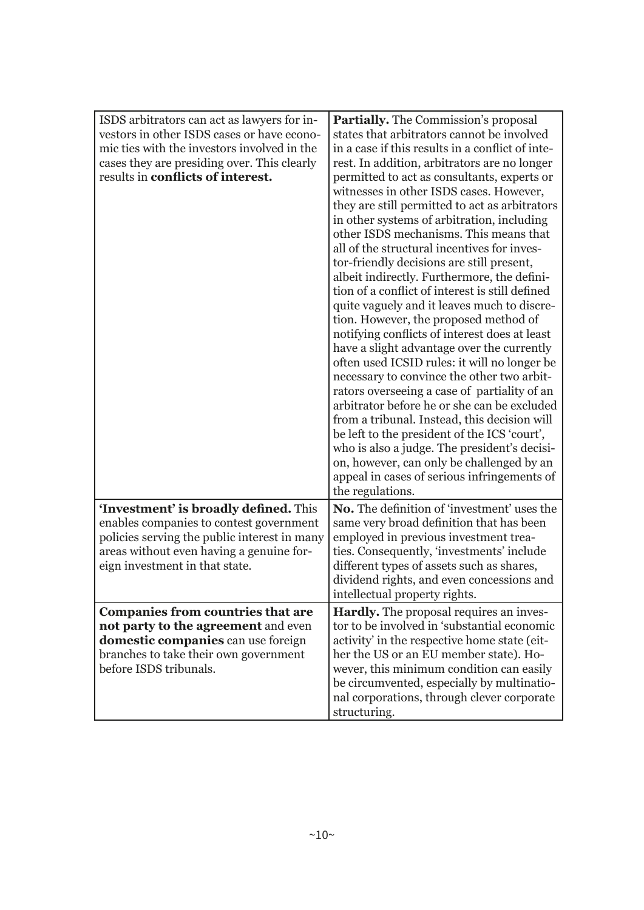| | |
|---|---|
| ISDS arbitrators can act as lawyers for investors in other ISDS cases or have economic ties with the investors involved in the cases they are presiding over. This clearly results in **conflicts of interest.** | **Partially.** The Commission's proposal states that arbitrators cannot be involved in a case if this results in a conflict of interest. In addition, arbitrators are no longer permitted to act as consultants, experts or witnesses in other ISDS cases. However, they are still permitted to act as arbitrators in other systems of arbitration, including other ISDS mechanisms. This means that all of the structural incentives for investor-friendly decisions are still present, albeit indirectly. Furthermore, the definition of a conflict of interest is still defined quite vaguely and it leaves much to discretion. However, the proposed method of notifying conflicts of interest does at least have a slight advantage over the currently often used ICSID rules: it will no longer be necessary to convince the other two arbitrators overseeing a case of partiality of an arbitrator before he or she can be excluded from a tribunal. Instead, this decision will be left to the president of the ICS 'court', who is also a judge. The president's decision, however, can only be challenged by an appeal in cases of serious infringements of the regulations. |
| **'Investment' is broadly defined.** This enables companies to contest government policies serving the public interest in many areas without even having a genuine foreign investment in that state. | **No.** The definition of 'investment' uses the same very broad definition that has been employed in previous investment treaties. Consequently, 'investments' include different types of assets such as shares, dividend rights, and even concessions and intellectual property rights. |
| **Companies from countries that are not party to the agreement** and even **domestic companies** can use foreign branches to take their own government before ISDS tribunals. | **Hardly.** The proposal requires an investor to be involved in 'substantial economic activity' in the respective home state (either the US or an EU member state). However, this minimum condition can easily be circumvented, especially by multinational corporations, through clever corporate structuring. |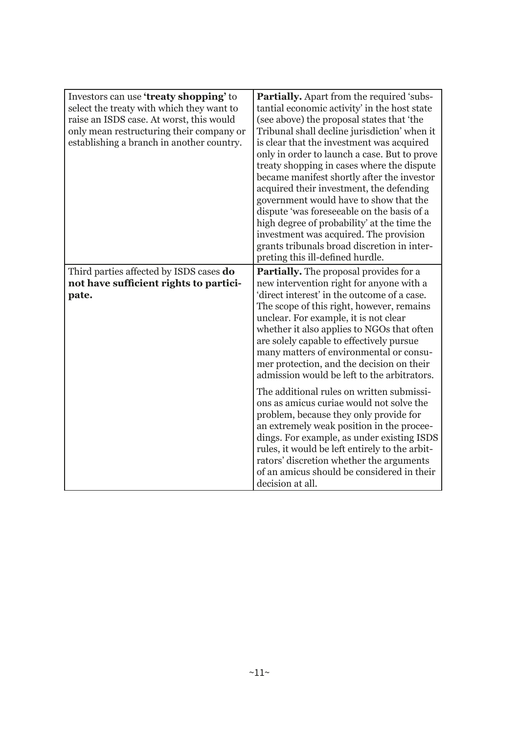| | |
|---|---|
| Investors can use **'treaty shopping'** to select the treaty with which they want to raise an ISDS case. At worst, this would only mean restructuring their company or establishing a branch in another country. | **Partially.** Apart from the required 'substantial economic activity' in the host state (see above) the proposal states that 'the Tribunal shall decline jurisdiction' when it is clear that the investment was acquired only in order to launch a case. But to prove treaty shopping in cases where the dispute became manifest shortly after the investor acquired their investment, the defending government would have to show that the dispute 'was foreseeable on the basis of a high degree of probability' at the time the investment was acquired. The provision grants tribunals broad discretion in interpreting this ill-defined hurdle. |
| Third parties affected by ISDS cases **do not have sufficient rights to participate.** | **Partially.** The proposal provides for a new intervention right for anyone with a 'direct interest' in the outcome of a case. The scope of this right, however, remains unclear. For example, it is not clear whether it also applies to NGOs that often are solely capable to effectively pursue many matters of environmental or consumer protection, and the decision on their admission would be left to the arbitrators.<br><br>The additional rules on written submissions as amicus curiae would not solve the problem, because they only provide for an extremely weak position in the proceedings. For example, as under existing ISDS rules, it would be left entirely to the arbitrators' discretion whether the arguments of an amicus should be considered in their decision at all. |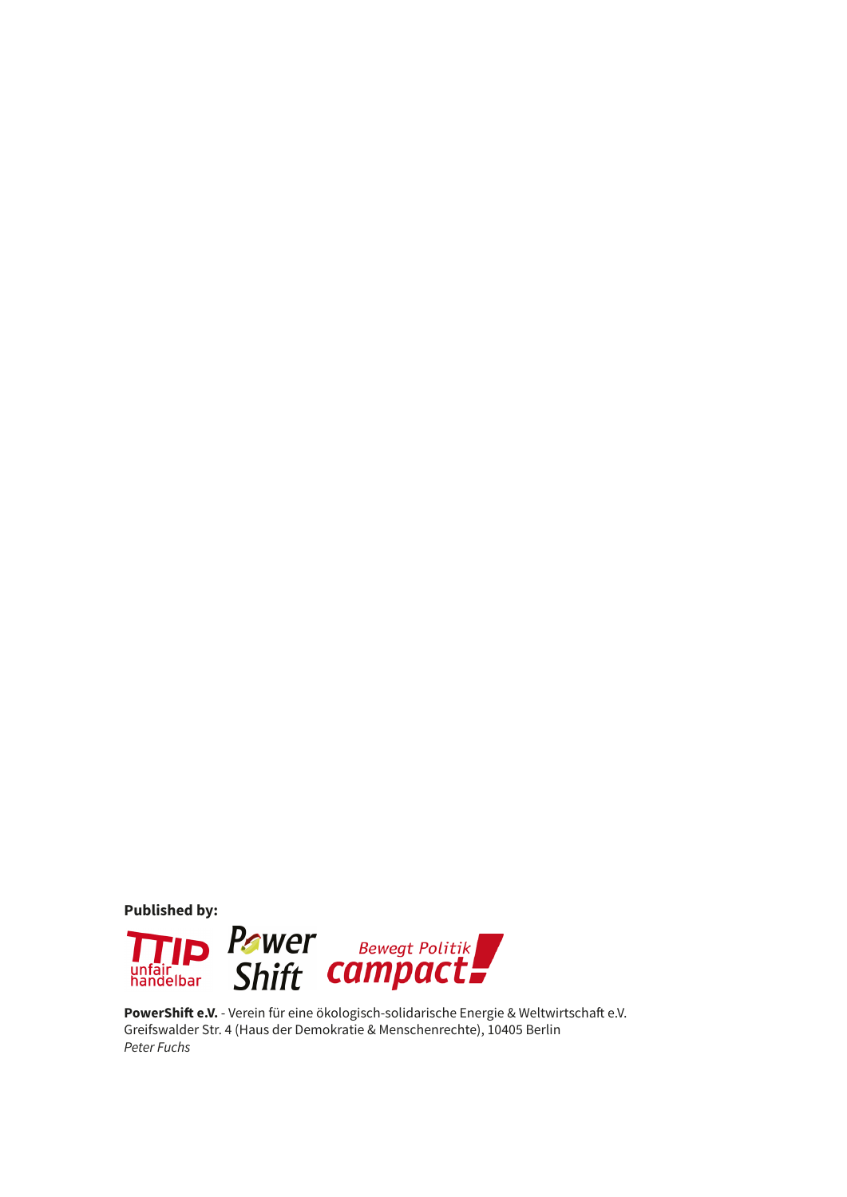**Published by:**

TTIP unfair handelbar

Power Shift

Bewegt Politik campact!

**PowerShift e.V.** - Verein für eine ökologisch-solidarische Energie & Weltwirtschaft e.V.
Greifswalder Str. 4 (Haus der Demokratie & Menschenrechte), 10405 Berlin
*Peter Fuchs*